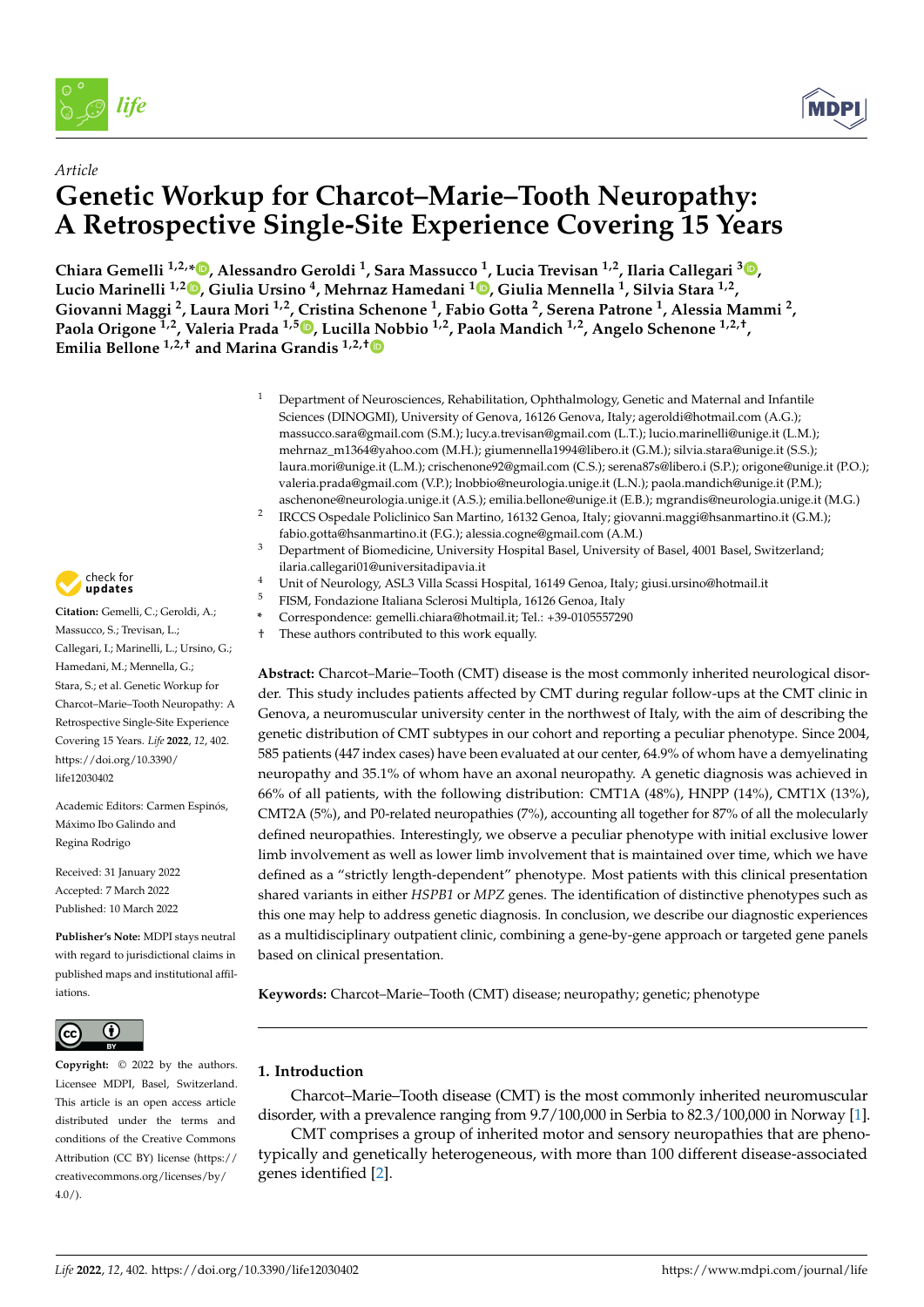Article

# Genetic Workup for Charcot–Marie–Tooth Neuropathy: A Retrospective Single-Site Experience Covering 15 Years

**Chiara Gemelli [1,2,*], Alessandro Geroldi [1], Sara Massucco [1], Lucia Trevisan [1,2], Ilaria Callegari [3], Lucio Marinelli [1,2], Giulia Ursino [4], Mehrnaz Hamedani [1], Giulia Mennella [1], Silvia Stara [1,2], Giovanni Maggi [2], Laura Mori [1,2], Cristina Schenone [1], Fabio Gotta [2], Serena Patrone [1], Alessia Mammi [2], Paola Origone [1,2], Valeria Prada [1,5], Lucilla Nobbio [1,2], Paola Mandich [1,2], Angelo Schenone [1,2,†], Emilia Bellone [1,2,†] and Marina Grandis [1,2,†]**

[1] Department of Neurosciences, Rehabilitation, Ophthalmology, Genetic and Maternal and Infantile Sciences (DINOGMI), University of Genova, 16126 Genova, Italy; ageroldi@hotmail.com (A.G.); massucco.sara@gmail.com (S.M.); lucy.a.trevisan@gmail.com (L.T.); lucio.marinelli@unige.it (L.M.); mehrnaz_m1364@yahoo.com (M.H.); giumennella1994@libero.it (G.M.); silvia.stara@unige.it (S.S.); laura.mori@unige.it (L.M.); crischenone92@gmail.com (C.S.); serena87s@libero.i (S.P.); origone@unige.it (P.O.); valeria.prada@gmail.com (V.P.); lnobbio@neurologia.unige.it (L.N.); paola.mandich@unige.it (P.M.); aschenone@neurologia.unige.it (A.S.); emilia.bellone@unige.it (E.B.); mgrandis@neurologia.unige.it (M.G.)

[2] IRCCS Ospedale Policlinico San Martino, 16132 Genoa, Italy; giovanni.maggi@hsanmartino.it (G.M.); fabio.gotta@hsanmartino.it (F.G.); alessia.cogne@gmail.com (A.M.)

[3] Department of Biomedicine, University Hospital Basel, University of Basel, 4001 Basel, Switzerland; ilaria.callegari01@universitadipavia.it

[4] Unit of Neurology, ASL3 Villa Scassi Hospital, 16149 Genoa, Italy; giusi.ursino@hotmail.it

[5] FISM, Fondazione Italiana Sclerosi Multipla, 16126 Genoa, Italy

* Correspondence: gemelli.chiara@hotmail.it; Tel.: +39-0105557290

† These authors contributed to this work equally.

**Citation:** Gemelli, C.; Geroldi, A.; Massucco, S.; Trevisan, L.; Callegari, I.; Marinelli, L.; Ursino, G.; Hamedani, M.; Mennella, G.; Stara, S.; et al. Genetic Workup for Charcot–Marie–Tooth Neuropathy: A Retrospective Single-Site Experience Covering 15 Years. *Life* **2022**, *12*, 402. https://doi.org/10.3390/life12030402

Academic Editors: Carmen Espinós, Máximo Ibo Galindo and Regina Rodrigo

Received: 31 January 2022
Accepted: 7 March 2022
Published: 10 March 2022

**Publisher's Note:** MDPI stays neutral with regard to jurisdictional claims in published maps and institutional affiliations.

**Copyright:** © 2022 by the authors. Licensee MDPI, Basel, Switzerland. This article is an open access article distributed under the terms and conditions of the Creative Commons Attribution (CC BY) license (https://creativecommons.org/licenses/by/4.0/).

**Abstract:** Charcot–Marie–Tooth (CMT) disease is the most commonly inherited neurological disorder. This study includes patients affected by CMT during regular follow-ups at the CMT clinic in Genova, a neuromuscular university center in the northwest of Italy, with the aim of describing the genetic distribution of CMT subtypes in our cohort and reporting a peculiar phenotype. Since 2004, 585 patients (447 index cases) have been evaluated at our center, 64.9% of whom have a demyelinating neuropathy and 35.1% of whom have an axonal neuropathy. A genetic diagnosis was achieved in 66% of all patients, with the following distribution: CMT1A (48%), HNPP (14%), CMT1X (13%), CMT2A (5%), and P0-related neuropathies (7%), accounting all together for 87% of all the molecularly defined neuropathies. Interestingly, we observe a peculiar phenotype with initial exclusive lower limb involvement as well as lower limb involvement that is maintained over time, which we have defined as a "strictly length-dependent" phenotype. Most patients with this clinical presentation shared variants in either *HSPB1* or *MPZ* genes. The identification of distinctive phenotypes such as this one may help to address genetic diagnosis. In conclusion, we describe our diagnostic experiences as a multidisciplinary outpatient clinic, combining a gene-by-gene approach or targeted gene panels based on clinical presentation.

**Keywords:** Charcot–Marie–Tooth (CMT) disease; neuropathy; genetic; phenotype

## 1. Introduction

Charcot–Marie–Tooth disease (CMT) is the most commonly inherited neuromuscular disorder, with a prevalence ranging from 9.7/100,000 in Serbia to 82.3/100,000 in Norway [1].

CMT comprises a group of inherited motor and sensory neuropathies that are phenotypically and genetically heterogeneous, with more than 100 different disease-associated genes identified [2].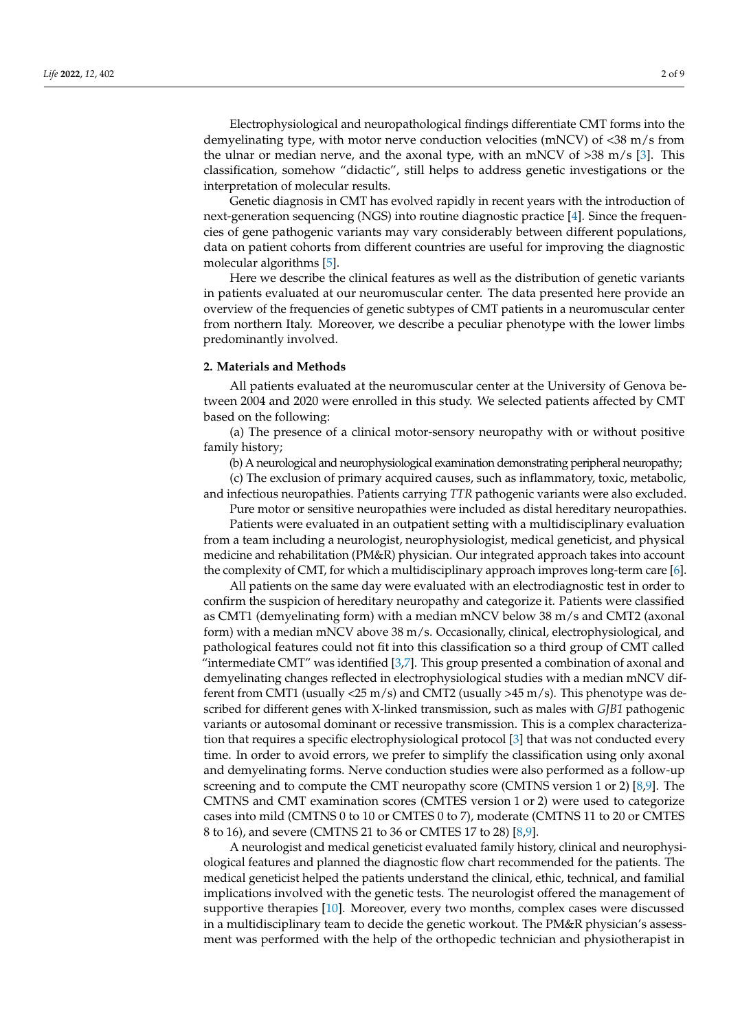Electrophysiological and neuropathological findings differentiate CMT forms into the demyelinating type, with motor nerve conduction velocities (mNCV) of <38 m/s from the ulnar or median nerve, and the axonal type, with an mNCV of >38 m/s [3]. This classification, somehow "didactic", still helps to address genetic investigations or the interpretation of molecular results.

Genetic diagnosis in CMT has evolved rapidly in recent years with the introduction of next-generation sequencing (NGS) into routine diagnostic practice [4]. Since the frequencies of gene pathogenic variants may vary considerably between different populations, data on patient cohorts from different countries are useful for improving the diagnostic molecular algorithms [5].

Here we describe the clinical features as well as the distribution of genetic variants in patients evaluated at our neuromuscular center. The data presented here provide an overview of the frequencies of genetic subtypes of CMT patients in a neuromuscular center from northern Italy. Moreover, we describe a peculiar phenotype with the lower limbs predominantly involved.

## 2. Materials and Methods

All patients evaluated at the neuromuscular center at the University of Genova between 2004 and 2020 were enrolled in this study. We selected patients affected by CMT based on the following:

(a) The presence of a clinical motor-sensory neuropathy with or without positive family history;

(b) A neurological and neurophysiological examination demonstrating peripheral neuropathy;

(c) The exclusion of primary acquired causes, such as inflammatory, toxic, metabolic, and infectious neuropathies. Patients carrying *TTR* pathogenic variants were also excluded.

Pure motor or sensitive neuropathies were included as distal hereditary neuropathies.

Patients were evaluated in an outpatient setting with a multidisciplinary evaluation from a team including a neurologist, neurophysiologist, medical geneticist, and physical medicine and rehabilitation (PM&R) physician. Our integrated approach takes into account the complexity of CMT, for which a multidisciplinary approach improves long-term care [6].

All patients on the same day were evaluated with an electrodiagnostic test in order to confirm the suspicion of hereditary neuropathy and categorize it. Patients were classified as CMT1 (demyelinating form) with a median mNCV below 38 m/s and CMT2 (axonal form) with a median mNCV above 38 m/s. Occasionally, clinical, electrophysiological, and pathological features could not fit into this classification so a third group of CMT called "intermediate CMT" was identified [3,7]. This group presented a combination of axonal and demyelinating changes reflected in electrophysiological studies with a median mNCV different from CMT1 (usually <25 m/s) and CMT2 (usually >45 m/s). This phenotype was described for different genes with X-linked transmission, such as males with *GJB1* pathogenic variants or autosomal dominant or recessive transmission. This is a complex characterization that requires a specific electrophysiological protocol [3] that was not conducted every time. In order to avoid errors, we prefer to simplify the classification using only axonal and demyelinating forms. Nerve conduction studies were also performed as a follow-up screening and to compute the CMT neuropathy score (CMTNS version 1 or 2) [8,9]. The CMTNS and CMT examination scores (CMTES version 1 or 2) were used to categorize cases into mild (CMTNS 0 to 10 or CMTES 0 to 7), moderate (CMTNS 11 to 20 or CMTES 8 to 16), and severe (CMTNS 21 to 36 or CMTES 17 to 28) [8,9].

A neurologist and medical geneticist evaluated family history, clinical and neurophysiological features and planned the diagnostic flow chart recommended for the patients. The medical geneticist helped the patients understand the clinical, ethic, technical, and familial implications involved with the genetic tests. The neurologist offered the management of supportive therapies [10]. Moreover, every two months, complex cases were discussed in a multidisciplinary team to decide the genetic workout. The PM&R physician's assessment was performed with the help of the orthopedic technician and physiotherapist in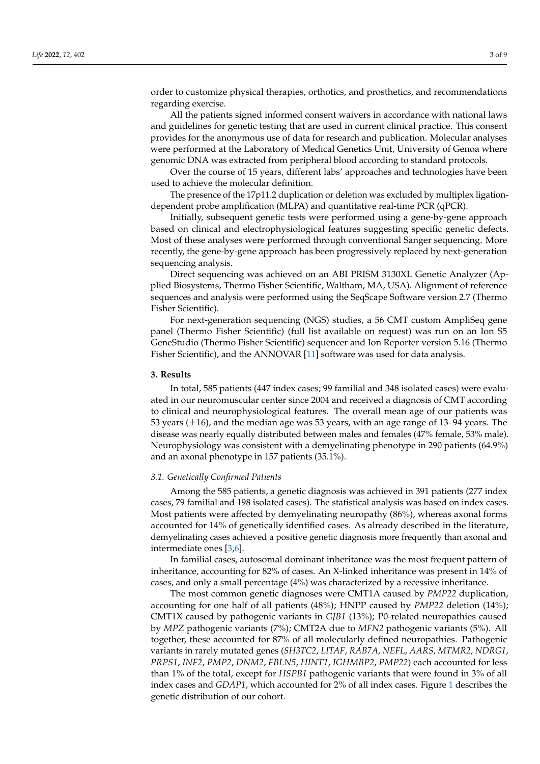order to customize physical therapies, orthotics, and prosthetics, and recommendations regarding exercise.

All the patients signed informed consent waivers in accordance with national laws and guidelines for genetic testing that are used in current clinical practice. This consent provides for the anonymous use of data for research and publication. Molecular analyses were performed at the Laboratory of Medical Genetics Unit, University of Genoa where genomic DNA was extracted from peripheral blood according to standard protocols.

Over the course of 15 years, different labs' approaches and technologies have been used to achieve the molecular definition.

The presence of the 17p11.2 duplication or deletion was excluded by multiplex ligation-dependent probe amplification (MLPA) and quantitative real-time PCR (qPCR).

Initially, subsequent genetic tests were performed using a gene-by-gene approach based on clinical and electrophysiological features suggesting specific genetic defects. Most of these analyses were performed through conventional Sanger sequencing. More recently, the gene-by-gene approach has been progressively replaced by next-generation sequencing analysis.

Direct sequencing was achieved on an ABI PRISM 3130XL Genetic Analyzer (Applied Biosystems, Thermo Fisher Scientific, Waltham, MA, USA). Alignment of reference sequences and analysis were performed using the SeqScape Software version 2.7 (Thermo Fisher Scientific).

For next-generation sequencing (NGS) studies, a 56 CMT custom AmpliSeq gene panel (Thermo Fisher Scientific) (full list available on request) was run on an Ion S5 GeneStudio (Thermo Fisher Scientific) sequencer and Ion Reporter version 5.16 (Thermo Fisher Scientific), and the ANNOVAR [11] software was used for data analysis.

## 3. Results

In total, 585 patients (447 index cases; 99 familial and 348 isolated cases) were evaluated in our neuromuscular center since 2004 and received a diagnosis of CMT according to clinical and neurophysiological features. The overall mean age of our patients was 53 years ($\pm$16), and the median age was 53 years, with an age range of 13–94 years. The disease was nearly equally distributed between males and females (47% female, 53% male). Neurophysiology was consistent with a demyelinating phenotype in 290 patients (64.9%) and an axonal phenotype in 157 patients (35.1%).

### 3.1. Genetically Confirmed Patients

Among the 585 patients, a genetic diagnosis was achieved in 391 patients (277 index cases, 79 familial and 198 isolated cases). The statistical analysis was based on index cases. Most patients were affected by demyelinating neuropathy (86%), whereas axonal forms accounted for 14% of genetically identified cases. As already described in the literature, demyelinating cases achieved a positive genetic diagnosis more frequently than axonal and intermediate ones [3,6].

In familial cases, autosomal dominant inheritance was the most frequent pattern of inheritance, accounting for 82% of cases. An X-linked inheritance was present in 14% of cases, and only a small percentage (4%) was characterized by a recessive inheritance.

The most common genetic diagnoses were CMT1A caused by *PMP22* duplication, accounting for one half of all patients (48%); HNPP caused by *PMP22* deletion (14%); CMT1X caused by pathogenic variants in *GJB1* (13%); P0-related neuropathies caused by *MPZ* pathogenic variants (7%); CMT2A due to *MFN2* pathogenic variants (5%). All together, these accounted for 87% of all molecularly defined neuropathies. Pathogenic variants in rarely mutated genes (*SH3TC2*, *LITAF*, *RAB7A*, *NEFL*, *AARS*, *MTMR2*, *NDRG1*, *PRPS1*, *INF2*, *PMP2*, *DNM2*, *FBLN5*, *HINT1*, *IGHMBP2*, *PMP22*) each accounted for less than 1% of the total, except for *HSPB1* pathogenic variants that were found in 3% of all index cases and *GDAP1*, which accounted for 2% of all index cases. Figure 1 describes the genetic distribution of our cohort.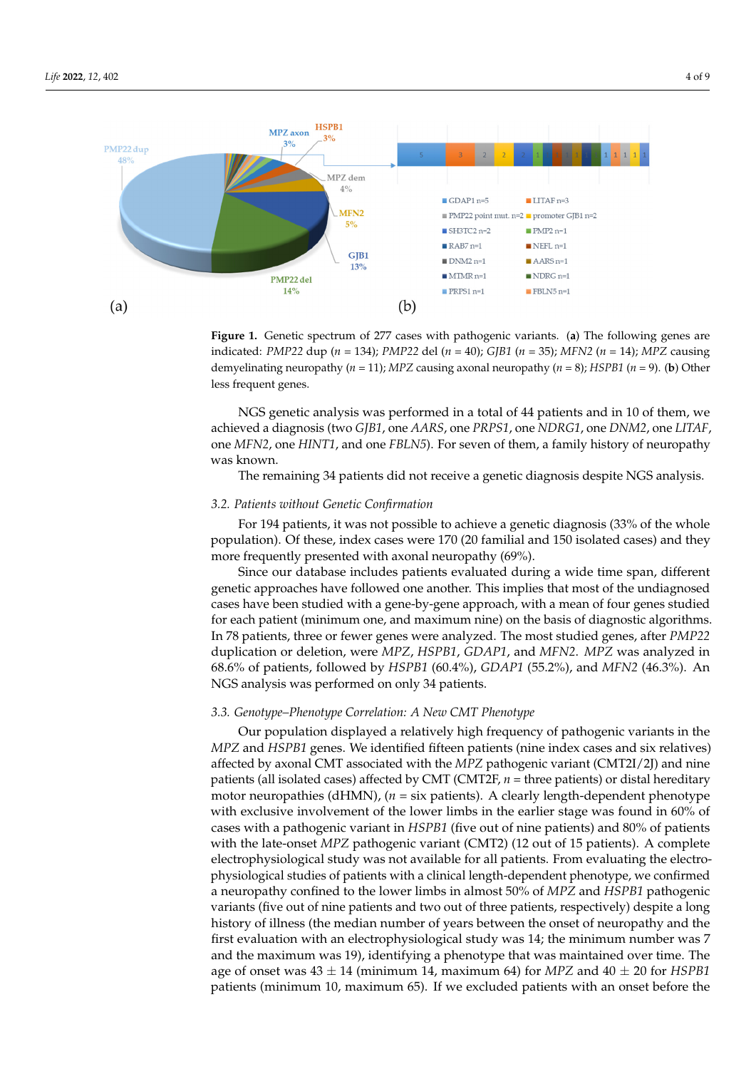**Figure 1.** Genetic spectrum of 277 cases with pathogenic variants. (**a**) The following genes are indicated: *PMP22* dup (*n* = 134); *PMP22* del (*n* = 40); *GJB1* (*n* = 35); *MFN2* (*n* = 14); *MPZ* causing demyelinating neuropathy (*n* = 11); *MPZ* causing axonal neuropathy (*n* = 8); *HSPB1* (*n* = 9). (**b**) Other less frequent genes.

NGS genetic analysis was performed in a total of 44 patients and in 10 of them, we achieved a diagnosis (two *GJB1*, one *AARS*, one *PRPS1*, one *NDRG1*, one *DNM2*, one *LITAF*, one *MFN2*, one *HINT1*, and one *FBLN5*). For seven of them, a family history of neuropathy was known.

The remaining 34 patients did not receive a genetic diagnosis despite NGS analysis.

### 3.2. Patients without Genetic Confirmation

For 194 patients, it was not possible to achieve a genetic diagnosis (33% of the whole population). Of these, index cases were 170 (20 familial and 150 isolated cases) and they more frequently presented with axonal neuropathy (69%).

Since our database includes patients evaluated during a wide time span, different genetic approaches have followed one another. This implies that most of the undiagnosed cases have been studied with a gene-by-gene approach, with a mean of four genes studied for each patient (minimum one, and maximum nine) on the basis of diagnostic algorithms. In 78 patients, three or fewer genes were analyzed. The most studied genes, after *PMP22* duplication or deletion, were *MPZ*, *HSPB1*, *GDAP1*, and *MFN2*. *MPZ* was analyzed in 68.6% of patients, followed by *HSPB1* (60.4%), *GDAP1* (55.2%), and *MFN2* (46.3%). An NGS analysis was performed on only 34 patients.

### 3.3. Genotype–Phenotype Correlation: A New CMT Phenotype

Our population displayed a relatively high frequency of pathogenic variants in the *MPZ* and *HSPB1* genes. We identified fifteen patients (nine index cases and six relatives) affected by axonal CMT associated with the *MPZ* pathogenic variant (CMT2I/2J) and nine patients (all isolated cases) affected by CMT (CMT2F, *n* = three patients) or distal hereditary motor neuropathies (dHMN), (*n* = six patients). A clearly length-dependent phenotype with exclusive involvement of the lower limbs in the earlier stage was found in 60% of cases with a pathogenic variant in *HSPB1* (five out of nine patients) and 80% of patients with the late-onset *MPZ* pathogenic variant (CMT2) (12 out of 15 patients). A complete electrophysiological study was not available for all patients. From evaluating the electrophysiological studies of patients with a clinical length-dependent phenotype, we confirmed a neuropathy confined to the lower limbs in almost 50% of *MPZ* and *HSPB1* pathogenic variants (five out of nine patients and two out of three patients, respectively) despite a long history of illness (the median number of years between the onset of neuropathy and the first evaluation with an electrophysiological study was 14; the minimum number was 7 and the maximum was 19), identifying a phenotype that was maintained over time. The age of onset was 43 ± 14 (minimum 14, maximum 64) for *MPZ* and 40 ± 20 for *HSPB1* patients (minimum 10, maximum 65). If we excluded patients with an onset before the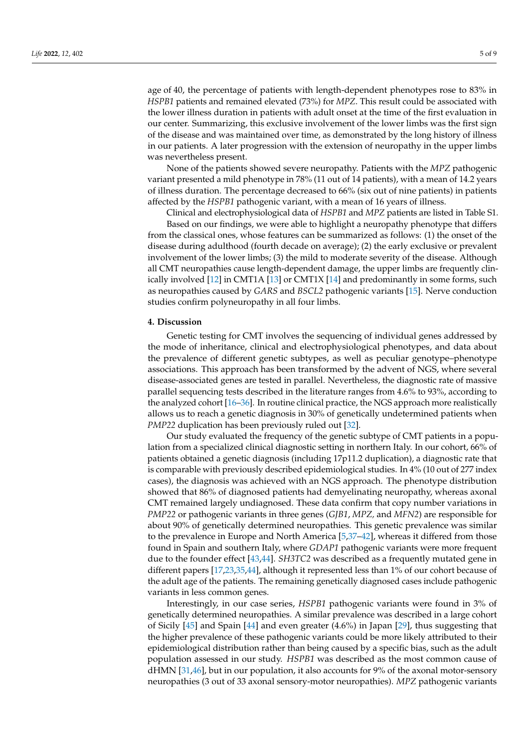age of 40, the percentage of patients with length-dependent phenotypes rose to 83% in *HSPB1* patients and remained elevated (73%) for *MPZ*. This result could be associated with the lower illness duration in patients with adult onset at the time of the first evaluation in our center. Summarizing, this exclusive involvement of the lower limbs was the first sign of the disease and was maintained over time, as demonstrated by the long history of illness in our patients. A later progression with the extension of neuropathy in the upper limbs was nevertheless present.

None of the patients showed severe neuropathy. Patients with the *MPZ* pathogenic variant presented a mild phenotype in 78% (11 out of 14 patients), with a mean of 14.2 years of illness duration. The percentage decreased to 66% (six out of nine patients) in patients affected by the *HSPB1* pathogenic variant, with a mean of 16 years of illness.

Clinical and electrophysiological data of *HSPB1* and *MPZ* patients are listed in Table S1.

Based on our findings, we were able to highlight a neuropathy phenotype that differs from the classical ones, whose features can be summarized as follows: (1) the onset of the disease during adulthood (fourth decade on average); (2) the early exclusive or prevalent involvement of the lower limbs; (3) the mild to moderate severity of the disease. Although all CMT neuropathies cause length-dependent damage, the upper limbs are frequently clinically involved [12] in CMT1A [13] or CMT1X [14] and predominantly in some forms, such as neuropathies caused by *GARS* and *BSCL2* pathogenic variants [15]. Nerve conduction studies confirm polyneuropathy in all four limbs.

## 4. Discussion

Genetic testing for CMT involves the sequencing of individual genes addressed by the mode of inheritance, clinical and electrophysiological phenotypes, and data about the prevalence of different genetic subtypes, as well as peculiar genotype–phenotype associations. This approach has been transformed by the advent of NGS, where several disease-associated genes are tested in parallel. Nevertheless, the diagnostic rate of massive parallel sequencing tests described in the literature ranges from 4.6% to 93%, according to the analyzed cohort [16–36]. In routine clinical practice, the NGS approach more realistically allows us to reach a genetic diagnosis in 30% of genetically undetermined patients when *PMP22* duplication has been previously ruled out [32].

Our study evaluated the frequency of the genetic subtype of CMT patients in a population from a specialized clinical diagnostic setting in northern Italy. In our cohort, 66% of patients obtained a genetic diagnosis (including 17p11.2 duplication), a diagnostic rate that is comparable with previously described epidemiological studies. In 4% (10 out of 277 index cases), the diagnosis was achieved with an NGS approach. The phenotype distribution showed that 86% of diagnosed patients had demyelinating neuropathy, whereas axonal CMT remained largely undiagnosed. These data confirm that copy number variations in *PMP22* or pathogenic variants in three genes (*GJB1*, *MPZ,* and *MFN2*) are responsible for about 90% of genetically determined neuropathies. This genetic prevalence was similar to the prevalence in Europe and North America [5,37–42], whereas it differed from those found in Spain and southern Italy, where *GDAP1* pathogenic variants were more frequent due to the founder effect [43,44]. *SH3TC2* was described as a frequently mutated gene in different papers [17,23,35,44], although it represented less than 1% of our cohort because of the adult age of the patients. The remaining genetically diagnosed cases include pathogenic variants in less common genes.

Interestingly, in our case series, *HSPB1* pathogenic variants were found in 3% of genetically determined neuropathies. A similar prevalence was described in a large cohort of Sicily [45] and Spain [44] and even greater (4.6%) in Japan [29], thus suggesting that the higher prevalence of these pathogenic variants could be more likely attributed to their epidemiological distribution rather than being caused by a specific bias, such as the adult population assessed in our study. *HSPB1* was described as the most common cause of dHMN [31,46], but in our population, it also accounts for 9% of the axonal motor-sensory neuropathies (3 out of 33 axonal sensory-motor neuropathies). *MPZ* pathogenic variants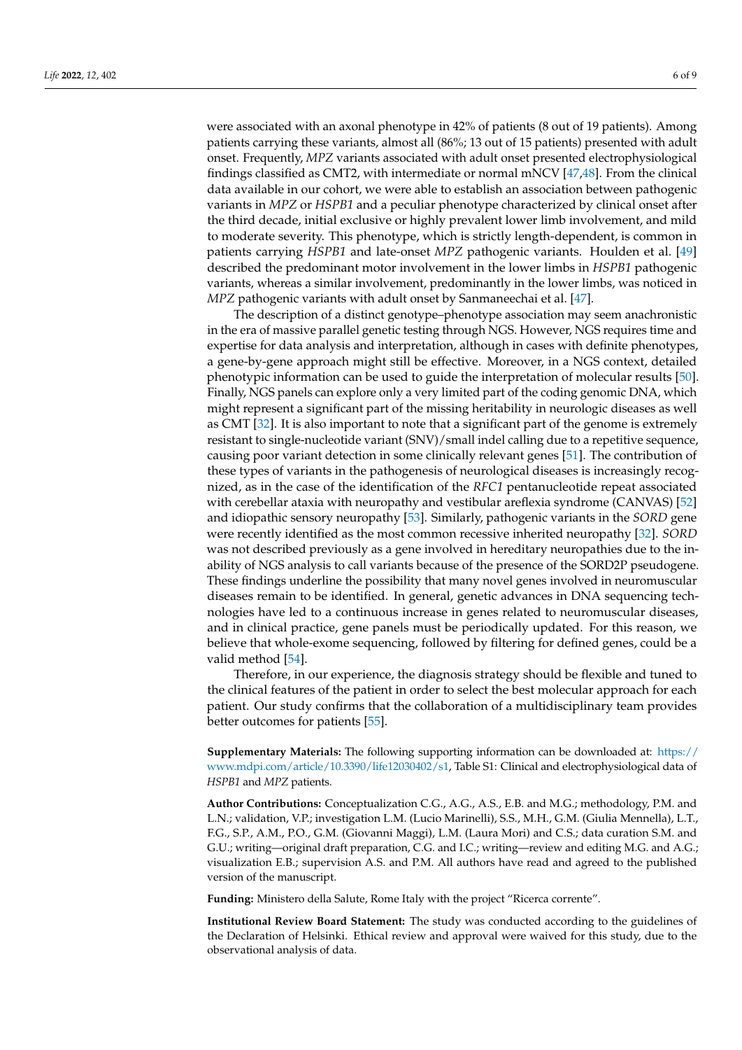were associated with an axonal phenotype in 42% of patients (8 out of 19 patients). Among patients carrying these variants, almost all (86%; 13 out of 15 patients) presented with adult onset. Frequently, *MPZ* variants associated with adult onset presented electrophysiological findings classified as CMT2, with intermediate or normal mNCV [47,48]. From the clinical data available in our cohort, we were able to establish an association between pathogenic variants in *MPZ* or *HSPB1* and a peculiar phenotype characterized by clinical onset after the third decade, initial exclusive or highly prevalent lower limb involvement, and mild to moderate severity. This phenotype, which is strictly length-dependent, is common in patients carrying *HSPB1* and late-onset *MPZ* pathogenic variants. Houlden et al. [49] described the predominant motor involvement in the lower limbs in *HSPB1* pathogenic variants, whereas a similar involvement, predominantly in the lower limbs, was noticed in *MPZ* pathogenic variants with adult onset by Sanmaneechai et al. [47].

The description of a distinct genotype–phenotype association may seem anachronistic in the era of massive parallel genetic testing through NGS. However, NGS requires time and expertise for data analysis and interpretation, although in cases with definite phenotypes, a gene-by-gene approach might still be effective. Moreover, in a NGS context, detailed phenotypic information can be used to guide the interpretation of molecular results [50]. Finally, NGS panels can explore only a very limited part of the coding genomic DNA, which might represent a significant part of the missing heritability in neurologic diseases as well as CMT [32]. It is also important to note that a significant part of the genome is extremely resistant to single-nucleotide variant (SNV)/small indel calling due to a repetitive sequence, causing poor variant detection in some clinically relevant genes [51]. The contribution of these types of variants in the pathogenesis of neurological diseases is increasingly recognized, as in the case of the identification of the *RFC1* pentanucleotide repeat associated with cerebellar ataxia with neuropathy and vestibular areflexia syndrome (CANVAS) [52] and idiopathic sensory neuropathy [53]. Similarly, pathogenic variants in the *SORD* gene were recently identified as the most common recessive inherited neuropathy [32]. *SORD* was not described previously as a gene involved in hereditary neuropathies due to the inability of NGS analysis to call variants because of the presence of the SORD2P pseudogene. These findings underline the possibility that many novel genes involved in neuromuscular diseases remain to be identified. In general, genetic advances in DNA sequencing technologies have led to a continuous increase in genes related to neuromuscular diseases, and in clinical practice, gene panels must be periodically updated. For this reason, we believe that whole-exome sequencing, followed by filtering for defined genes, could be a valid method [54].

Therefore, in our experience, the diagnosis strategy should be flexible and tuned to the clinical features of the patient in order to select the best molecular approach for each patient. Our study confirms that the collaboration of a multidisciplinary team provides better outcomes for patients [55].

**Supplementary Materials:** The following supporting information can be downloaded at: https://www.mdpi.com/article/10.3390/life12030402/s1, Table S1: Clinical and electrophysiological data of *HSPB1* and *MPZ* patients.

**Author Contributions:** Conceptualization C.G., A.G., A.S., E.B. and M.G.; methodology, P.M. and L.N.; validation, V.P.; investigation L.M. (Lucio Marinelli), S.S., M.H., G.M. (Giulia Mennella), L.T., F.G., S.P., A.M., P.O., G.M. (Giovanni Maggi), L.M. (Laura Mori) and C.S.; data curation S.M. and G.U.; writing—original draft preparation, C.G. and I.C.; writing—review and editing M.G. and A.G.; visualization E.B.; supervision A.S. and P.M. All authors have read and agreed to the published version of the manuscript.

**Funding:** Ministero della Salute, Rome Italy with the project "Ricerca corrente".

**Institutional Review Board Statement:** The study was conducted according to the guidelines of the Declaration of Helsinki. Ethical review and approval were waived for this study, due to the observational analysis of data.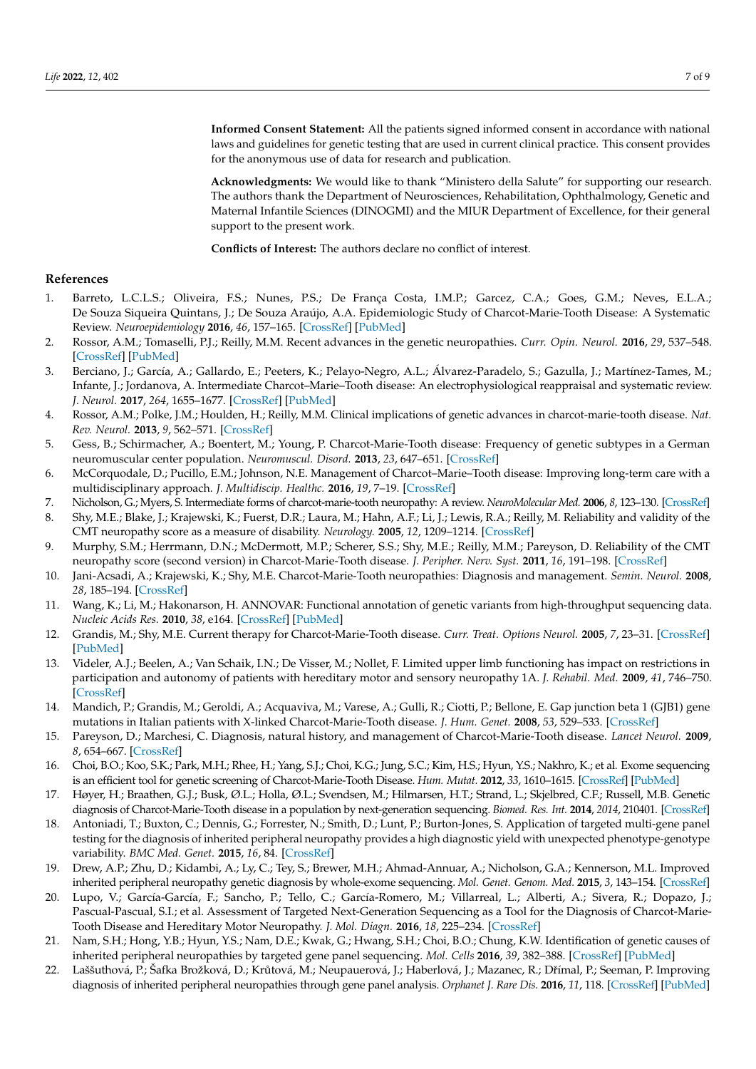**Informed Consent Statement:** All the patients signed informed consent in accordance with national laws and guidelines for genetic testing that are used in current clinical practice. This consent provides for the anonymous use of data for research and publication.

**Acknowledgments:** We would like to thank "Ministero della Salute" for supporting our research. The authors thank the Department of Neurosciences, Rehabilitation, Ophthalmology, Genetic and Maternal Infantile Sciences (DINOGMI) and the MIUR Department of Excellence, for their general support to the present work.

**Conflicts of Interest:** The authors declare no conflict of interest.

## References

1. Barreto, L.C.L.S.; Oliveira, F.S.; Nunes, P.S.; De França Costa, I.M.P.; Garcez, C.A.; Goes, G.M.; Neves, E.L.A.; De Souza Siqueira Quintans, J.; De Souza Araújo, A.A. Epidemiologic Study of Charcot-Marie-Tooth Disease: A Systematic Review. *Neuroepidemiology* **2016**, *46*, 157–165. [CrossRef] [PubMed]
2. Rossor, A.M.; Tomaselli, P.J.; Reilly, M.M. Recent advances in the genetic neuropathies. *Curr. Opin. Neurol.* **2016**, *29*, 537–548. [CrossRef] [PubMed]
3. Berciano, J.; García, A.; Gallardo, E.; Peeters, K.; Pelayo-Negro, A.L.; Álvarez-Paradelo, S.; Gazulla, J.; Martínez-Tames, M.; Infante, J.; Jordanova, A. Intermediate Charcot–Marie–Tooth disease: An electrophysiological reappraisal and systematic review. *J. Neurol.* **2017**, *264*, 1655–1677. [CrossRef] [PubMed]
4. Rossor, A.M.; Polke, J.M.; Houlden, H.; Reilly, M.M. Clinical implications of genetic advances in charcot-marie-tooth disease. *Nat. Rev. Neurol.* **2013**, *9*, 562–571. [CrossRef]
5. Gess, B.; Schirmacher, A.; Boentert, M.; Young, P. Charcot-Marie-Tooth disease: Frequency of genetic subtypes in a German neuromuscular center population. *Neuromuscul. Disord.* **2013**, *23*, 647–651. [CrossRef]
6. McCorquodale, D.; Pucillo, E.M.; Johnson, N.E. Management of Charcot–Marie–Tooth disease: Improving long-term care with a multidisciplinary approach. *J. Multidiscip. Healthc.* **2016**, *19*, 7–19. [CrossRef]
7. Nicholson, G.; Myers, S. Intermediate forms of charcot-marie-tooth neuropathy: A review. *NeuroMolecular Med.* **2006**, *8*, 123–130. [CrossRef]
8. Shy, M.E.; Blake, J.; Krajewski, K.; Fuerst, D.R.; Laura, M.; Hahn, A.F.; Li, J.; Lewis, R.A.; Reilly, M. Reliability and validity of the CMT neuropathy score as a measure of disability. *Neurology.* **2005**, *12*, 1209–1214. [CrossRef]
9. Murphy, S.M.; Herrmann, D.N.; McDermott, M.P.; Scherer, S.S.; Shy, M.E.; Reilly, M.M.; Pareyson, D. Reliability of the CMT neuropathy score (second version) in Charcot-Marie-Tooth disease. *J. Peripher. Nerv. Syst.* **2011**, *16*, 191–198. [CrossRef]
10. Jani-Acsadi, A.; Krajewski, K.; Shy, M.E. Charcot-Marie-Tooth neuropathies: Diagnosis and management. *Semin. Neurol.* **2008**, *28*, 185–194. [CrossRef]
11. Wang, K.; Li, M.; Hakonarson, H. ANNOVAR: Functional annotation of genetic variants from high-throughput sequencing data. *Nucleic Acids Res.* **2010**, *38*, e164. [CrossRef] [PubMed]
12. Grandis, M.; Shy, M.E. Current therapy for Charcot-Marie-Tooth disease. *Curr. Treat. Options Neurol.* **2005**, *7*, 23–31. [CrossRef] [PubMed]
13. Videler, A.J.; Beelen, A.; Van Schaik, I.N.; De Visser, M.; Nollet, F. Limited upper limb functioning has impact on restrictions in participation and autonomy of patients with hereditary motor and sensory neuropathy 1A. *J. Rehabil. Med.* **2009**, *41*, 746–750. [CrossRef]
14. Mandich, P.; Grandis, M.; Geroldi, A.; Acquaviva, M.; Varese, A.; Gulli, R.; Ciotti, P.; Bellone, E. Gap junction beta 1 (GJB1) gene mutations in Italian patients with X-linked Charcot-Marie-Tooth disease. *J. Hum. Genet.* **2008**, *53*, 529–533. [CrossRef]
15. Pareyson, D.; Marchesi, C. Diagnosis, natural history, and management of Charcot-Marie-Tooth disease. *Lancet Neurol.* **2009**, *8*, 654–667. [CrossRef]
16. Choi, B.O.; Koo, S.K.; Park, M.H.; Rhee, H.; Yang, S.J.; Choi, K.G.; Jung, S.C.; Kim, H.S.; Hyun, Y.S.; Nakhro, K.; et al. Exome sequencing is an efficient tool for genetic screening of Charcot-Marie-Tooth Disease. *Hum. Mutat.* **2012**, *33*, 1610–1615. [CrossRef] [PubMed]
17. Høyer, H.; Braathen, G.J.; Busk, Ø.L.; Holla, Ø.L.; Svendsen, M.; Hilmarsen, H.T.; Strand, L.; Skjelbred, C.F.; Russell, M.B. Genetic diagnosis of Charcot-Marie-Tooth disease in a population by next-generation sequencing. *Biomed. Res. Int.* **2014**, *2014*, 210401. [CrossRef]
18. Antoniadi, T.; Buxton, C.; Dennis, G.; Forrester, N.; Smith, D.; Lunt, P.; Burton-Jones, S. Application of targeted multi-gene panel testing for the diagnosis of inherited peripheral neuropathy provides a high diagnostic yield with unexpected phenotype-genotype variability. *BMC Med. Genet.* **2015**, *16*, 84. [CrossRef]
19. Drew, A.P.; Zhu, D.; Kidambi, A.; Ly, C.; Tey, S.; Brewer, M.H.; Ahmad-Annuar, A.; Nicholson, G.A.; Kennerson, M.L. Improved inherited peripheral neuropathy genetic diagnosis by whole-exome sequencing. *Mol. Genet. Genom. Med.* **2015**, *3*, 143–154. [CrossRef]
20. Lupo, V.; García-García, F.; Sancho, P.; Tello, C.; García-Romero, M.; Villarreal, L.; Alberti, A.; Sivera, R.; Dopazo, J.; Pascual-Pascual, S.I.; et al. Assessment of Targeted Next-Generation Sequencing as a Tool for the Diagnosis of Charcot-Marie-Tooth Disease and Hereditary Motor Neuropathy. *J. Mol. Diagn.* **2016**, *18*, 225–234. [CrossRef]
21. Nam, S.H.; Hong, Y.B.; Hyun, Y.S.; Nam, D.E.; Kwak, G.; Hwang, S.H.; Choi, B.O.; Chung, K.W. Identification of genetic causes of inherited peripheral neuropathies by targeted gene panel sequencing. *Mol. Cells* **2016**, *39*, 382–388. [CrossRef] [PubMed]
22. Laššuthová, P.; Šafka Brožková, D.; Krůtová, M.; Neupauerová, J.; Haberlová, J.; Mazanec, R.; Dřímal, P.; Seeman, P. Improving diagnosis of inherited peripheral neuropathies through gene panel analysis. *Orphanet J. Rare Dis.* **2016**, *11*, 118. [CrossRef] [PubMed]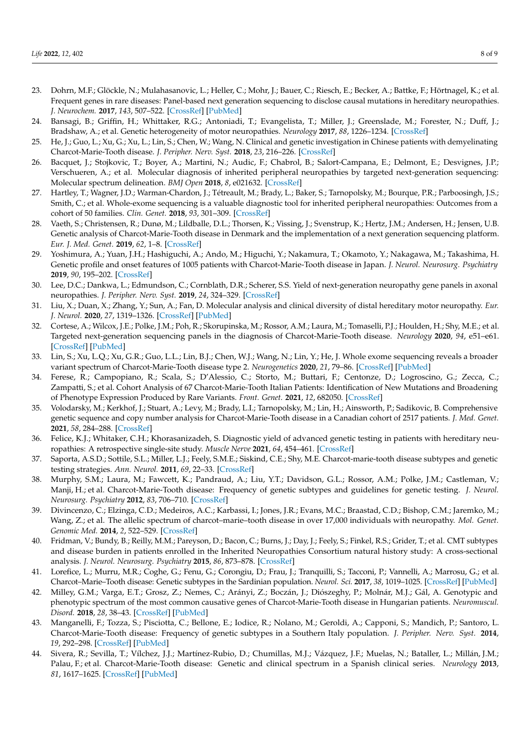23. Dohrn, M.F.; Glöckle, N.; Mulahasanovic, L.; Heller, C.; Mohr, J.; Bauer, C.; Riesch, E.; Becker, A.; Battke, F.; Hörtnagel, K.; et al. Frequent genes in rare diseases: Panel-based next generation sequencing to disclose causal mutations in hereditary neuropathies. *J. Neurochem.* **2017**, *143*, 507–522. [CrossRef] [PubMed]
24. Bansagi, B.; Griffin, H.; Whittaker, R.G.; Antoniadi, T.; Evangelista, T.; Miller, J.; Greenslade, M.; Forester, N.; Duff, J.; Bradshaw, A.; et al. Genetic heterogeneity of motor neuropathies. *Neurology* **2017**, *88*, 1226–1234. [CrossRef]
25. He, J.; Guo, L.; Xu, G.; Xu, L.; Lin, S.; Chen, W.; Wang, N. Clinical and genetic investigation in Chinese patients with demyelinating Charcot-Marie-Tooth disease. *J. Peripher. Nerv. Syst.* **2018**, *23*, 216–226. [CrossRef]
26. Bacquet, J.; Stojkovic, T.; Boyer, A.; Martini, N.; Audic, F.; Chabrol, B.; Salort-Campana, E.; Delmont, E.; Desvignes, J.P.; Verschueren, A.; et al. Molecular diagnosis of inherited peripheral neuropathies by targeted next-generation sequencing: Molecular spectrum delineation. *BMJ Open* **2018**, *8*, e021632. [CrossRef]
27. Hartley, T.; Wagner, J.D.; Warman-Chardon, J.; Tétreault, M.; Brady, L.; Baker, S.; Tarnopolsky, M.; Bourque, P.R.; Parboosingh, J.S.; Smith, C.; et al. Whole-exome sequencing is a valuable diagnostic tool for inherited peripheral neuropathies: Outcomes from a cohort of 50 families. *Clin. Genet.* **2018**, *93*, 301–309. [CrossRef]
28. Vaeth, S.; Christensen, R.; Dunø, M.; Lildballe, D.L.; Thorsen, K.; Vissing, J.; Svenstrup, K.; Hertz, J.M.; Andersen, H.; Jensen, U.B. Genetic analysis of Charcot-Marie-Tooth disease in Denmark and the implementation of a next generation sequencing platform. *Eur. J. Med. Genet.* **2019**, *62*, 1–8. [CrossRef]
29. Yoshimura, A.; Yuan, J.H.; Hashiguchi, A.; Ando, M.; Higuchi, Y.; Nakamura, T.; Okamoto, Y.; Nakagawa, M.; Takashima, H. Genetic profile and onset features of 1005 patients with Charcot-Marie-Tooth disease in Japan. *J. Neurol. Neurosurg. Psychiatry* **2019**, *90*, 195–202. [CrossRef]
30. Lee, D.C.; Dankwa, L.; Edmundson, C.; Cornblath, D.R.; Scherer, S.S. Yield of next-generation neuropathy gene panels in axonal neuropathies. *J. Peripher. Nerv. Syst.* **2019**, *24*, 324–329. [CrossRef]
31. Liu, X.; Duan, X.; Zhang, Y.; Sun, A.; Fan, D. Molecular analysis and clinical diversity of distal hereditary motor neuropathy. *Eur. J. Neurol.* **2020**, *27*, 1319–1326. [CrossRef] [PubMed]
32. Cortese, A.; Wilcox, J.E.; Polke, J.M.; Poh, R.; Skorupinska, M.; Rossor, A.M.; Laura, M.; Tomaselli, P.J.; Houlden, H.; Shy, M.E.; et al. Targeted next-generation sequencing panels in the diagnosis of Charcot-Marie-Tooth disease. *Neurology* **2020**, *94*, e51–e61. [CrossRef] [PubMed]
33. Lin, S.; Xu, L.Q.; Xu, G.R.; Guo, L.L.; Lin, B.J.; Chen, W.J.; Wang, N.; Lin, Y.; He, J. Whole exome sequencing reveals a broader variant spectrum of Charcot-Marie-Tooth disease type 2. *Neurogenetics* **2020**, *21*, 79–86. [CrossRef] [PubMed]
34. Ferese, R.; Campopiano, R.; Scala, S.; D'Alessio, C.; Storto, M.; Buttari, F.; Centonze, D.; Logroscino, G.; Zecca, C.; Zampatti, S.; et al. Cohort Analysis of 67 Charcot-Marie-Tooth Italian Patients: Identification of New Mutations and Broadening of Phenotype Expression Produced by Rare Variants. *Front. Genet.* **2021**, *12*, 682050. [CrossRef]
35. Volodarsky, M.; Kerkhof, J.; Stuart, A.; Levy, M.; Brady, L.I.; Tarnopolsky, M.; Lin, H.; Ainsworth, P.; Sadikovic, B. Comprehensive genetic sequence and copy number analysis for Charcot-Marie-Tooth disease in a Canadian cohort of 2517 patients. *J. Med. Genet.* **2021**, *58*, 284–288. [CrossRef]
36. Felice, K.J.; Whitaker, C.H.; Khorasanizadeh, S. Diagnostic yield of advanced genetic testing in patients with hereditary neuropathies: A retrospective single-site study. *Muscle Nerve* **2021**, *64*, 454–461. [CrossRef]
37. Saporta, A.S.D.; Sottile, S.L.; Miller, L.J.; Feely, S.M.E.; Siskind, C.E.; Shy, M.E. Charcot-marie-tooth disease subtypes and genetic testing strategies. *Ann. Neurol.* **2011**, *69*, 22–33. [CrossRef]
38. Murphy, S.M.; Laura, M.; Fawcett, K.; Pandraud, A.; Liu, Y.T.; Davidson, G.L.; Rossor, A.M.; Polke, J.M.; Castleman, V.; Manji, H.; et al. Charcot-Marie-Tooth disease: Frequency of genetic subtypes and guidelines for genetic testing. *J. Neurol. Neurosurg. Psychiatry* **2012**, *83*, 706–710. [CrossRef]
39. Divincenzo, C.; Elzinga, C.D.; Medeiros, A.C.; Karbassi, I.; Jones, J.R.; Evans, M.C.; Braastad, C.D.; Bishop, C.M.; Jaremko, M.; Wang, Z.; et al. The allelic spectrum of charcot–marie–tooth disease in over 17,000 individuals with neuropathy. *Mol. Genet. Genomic Med.* **2014**, *2*, 522–529. [CrossRef]
40. Fridman, V.; Bundy, B.; Reilly, M.M.; Pareyson, D.; Bacon, C.; Burns, J.; Day, J.; Feely, S.; Finkel, R.S.; Grider, T.; et al. CMT subtypes and disease burden in patients enrolled in the Inherited Neuropathies Consortium natural history study: A cross-sectional analysis. *J. Neurol. Neurosurg. Psychiatry* **2015**, *86*, 873–878. [CrossRef]
41. Lorefice, L.; Murru, M.R.; Coghe, G.; Fenu, G.; Corongiu, D.; Frau, J.; Tranquilli, S.; Tacconi, P.; Vannelli, A.; Marrosu, G.; et al. Charcot–Marie–Tooth disease: Genetic subtypes in the Sardinian population. *Neurol. Sci.* **2017**, *38*, 1019–1025. [CrossRef] [PubMed]
42. Milley, G.M.; Varga, E.T.; Grosz, Z.; Nemes, C.; Arányi, Z.; Boczán, J.; Diószeghy, P.; Molnár, M.J.; Gál, A. Genotypic and phenotypic spectrum of the most common causative genes of Charcot-Marie-Tooth disease in Hungarian patients. *Neuromuscul. Disord.* **2018**, *28*, 38–43. [CrossRef] [PubMed]
43. Manganelli, F.; Tozza, S.; Pisciotta, C.; Bellone, E.; Iodice, R.; Nolano, M.; Geroldi, A.; Capponi, S.; Mandich, P.; Santoro, L. Charcot-Marie-Tooth disease: Frequency of genetic subtypes in a Southern Italy population. *J. Peripher. Nerv. Syst.* **2014**, *19*, 292–298. [CrossRef] [PubMed]
44. Sivera, R.; Sevilla, T.; Vílchez, J.J.; Martínez-Rubio, D.; Chumillas, M.J.; Vázquez, J.F.; Muelas, N.; Bataller, L.; Millán, J.M.; Palau, F.; et al. Charcot-Marie-Tooth disease: Genetic and clinical spectrum in a Spanish clinical series. *Neurology* **2013**, *81*, 1617–1625. [CrossRef] [PubMed]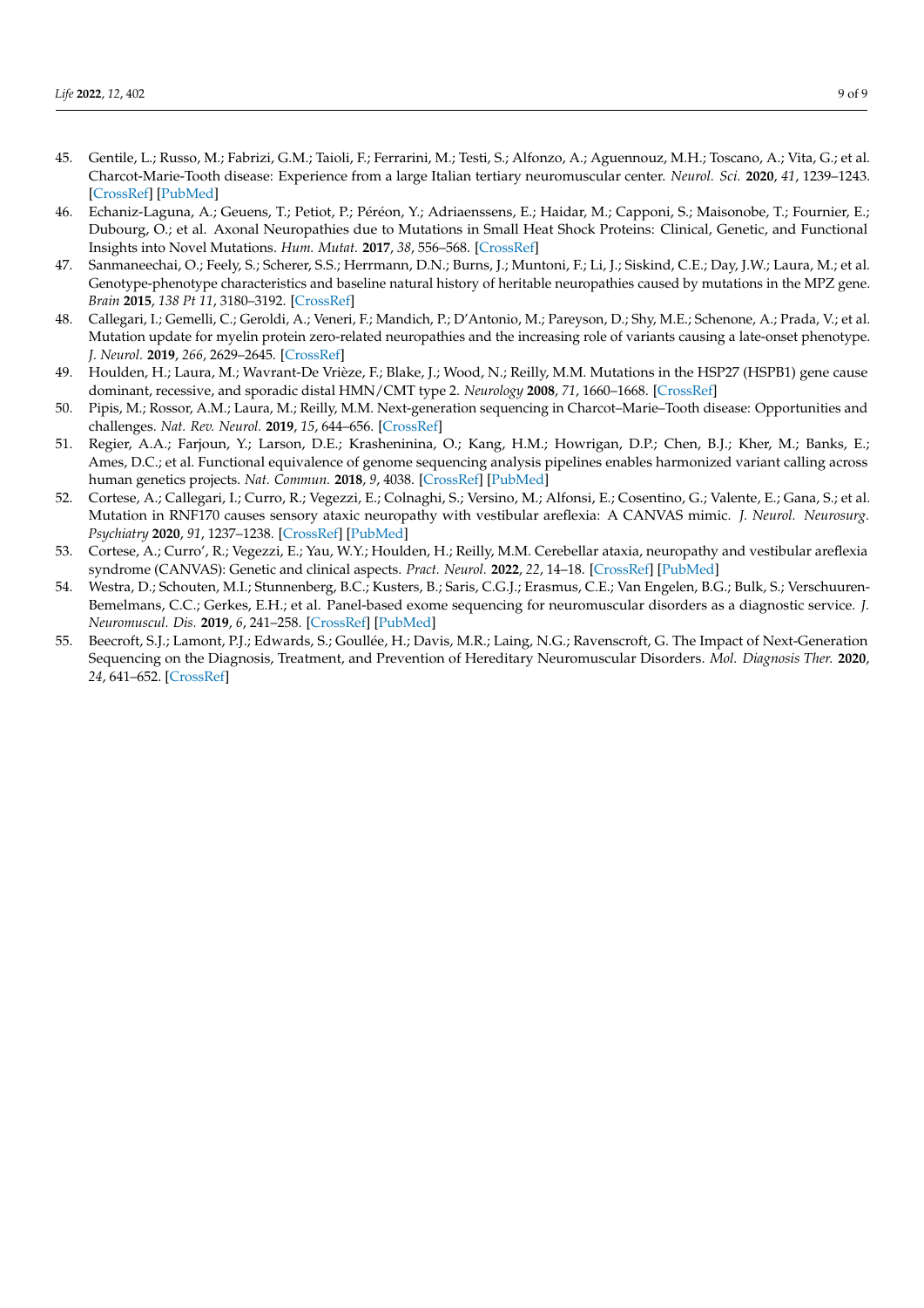45. Gentile, L.; Russo, M.; Fabrizi, G.M.; Taioli, F.; Ferrarini, M.; Testi, S.; Alfonzo, A.; Aguennouz, M.H.; Toscano, A.; Vita, G.; et al. Charcot-Marie-Tooth disease: Experience from a large Italian tertiary neuromuscular center. *Neurol. Sci.* **2020**, *41*, 1239–1243. [CrossRef] [PubMed]
46. Echaniz-Laguna, A.; Geuens, T.; Petiot, P.; Péréon, Y.; Adriaenssens, E.; Haidar, M.; Capponi, S.; Maisonobe, T.; Fournier, E.; Dubourg, O.; et al. Axonal Neuropathies due to Mutations in Small Heat Shock Proteins: Clinical, Genetic, and Functional Insights into Novel Mutations. *Hum. Mutat.* **2017**, *38*, 556–568. [CrossRef]
47. Sanmaneechai, O.; Feely, S.; Scherer, S.S.; Herrmann, D.N.; Burns, J.; Muntoni, F.; Li, J.; Siskind, C.E.; Day, J.W.; Laura, M.; et al. Genotype-phenotype characteristics and baseline natural history of heritable neuropathies caused by mutations in the MPZ gene. *Brain* **2015**, *138 Pt 11*, 3180–3192. [CrossRef]
48. Callegari, I.; Gemelli, C.; Geroldi, A.; Veneri, F.; Mandich, P.; D'Antonio, M.; Pareyson, D.; Shy, M.E.; Schenone, A.; Prada, V.; et al. Mutation update for myelin protein zero-related neuropathies and the increasing role of variants causing a late-onset phenotype. *J. Neurol.* **2019**, *266*, 2629–2645. [CrossRef]
49. Houlden, H.; Laura, M.; Wavrant-De Vrièze, F.; Blake, J.; Wood, N.; Reilly, M.M. Mutations in the HSP27 (HSPB1) gene cause dominant, recessive, and sporadic distal HMN/CMT type 2. *Neurology* **2008**, *71*, 1660–1668. [CrossRef]
50. Pipis, M.; Rossor, A.M.; Laura, M.; Reilly, M.M. Next-generation sequencing in Charcot–Marie–Tooth disease: Opportunities and challenges. *Nat. Rev. Neurol.* **2019**, *15*, 644–656. [CrossRef]
51. Regier, A.A.; Farjoun, Y.; Larson, D.E.; Krasheninina, O.; Kang, H.M.; Howrigan, D.P.; Chen, B.J.; Kher, M.; Banks, E.; Ames, D.C.; et al. Functional equivalence of genome sequencing analysis pipelines enables harmonized variant calling across human genetics projects. *Nat. Commun.* **2018**, *9*, 4038. [CrossRef] [PubMed]
52. Cortese, A.; Callegari, I.; Curro, R.; Vegezzi, E.; Colnaghi, S.; Versino, M.; Alfonsi, E.; Cosentino, G.; Valente, E.; Gana, S.; et al. Mutation in RNF170 causes sensory ataxic neuropathy with vestibular areflexia: A CANVAS mimic. *J. Neurol. Neurosurg. Psychiatry* **2020**, *91*, 1237–1238. [CrossRef] [PubMed]
53. Cortese, A.; Curro', R.; Vegezzi, E.; Yau, W.Y.; Houlden, H.; Reilly, M.M. Cerebellar ataxia, neuropathy and vestibular areflexia syndrome (CANVAS): Genetic and clinical aspects. *Pract. Neurol.* **2022**, *22*, 14–18. [CrossRef] [PubMed]
54. Westra, D.; Schouten, M.I.; Stunnenberg, B.C.; Kusters, B.; Saris, C.G.J.; Erasmus, C.E.; Van Engelen, B.G.; Bulk, S.; Verschuuren-Bemelmans, C.C.; Gerkes, E.H.; et al. Panel-based exome sequencing for neuromuscular disorders as a diagnostic service. *J. Neuromuscul. Dis.* **2019**, *6*, 241–258. [CrossRef] [PubMed]
55. Beecroft, S.J.; Lamont, P.J.; Edwards, S.; Goullée, H.; Davis, M.R.; Laing, N.G.; Ravenscroft, G. The Impact of Next-Generation Sequencing on the Diagnosis, Treatment, and Prevention of Hereditary Neuromuscular Disorders. *Mol. Diagnosis Ther.* **2020**, *24*, 641–652. [CrossRef]